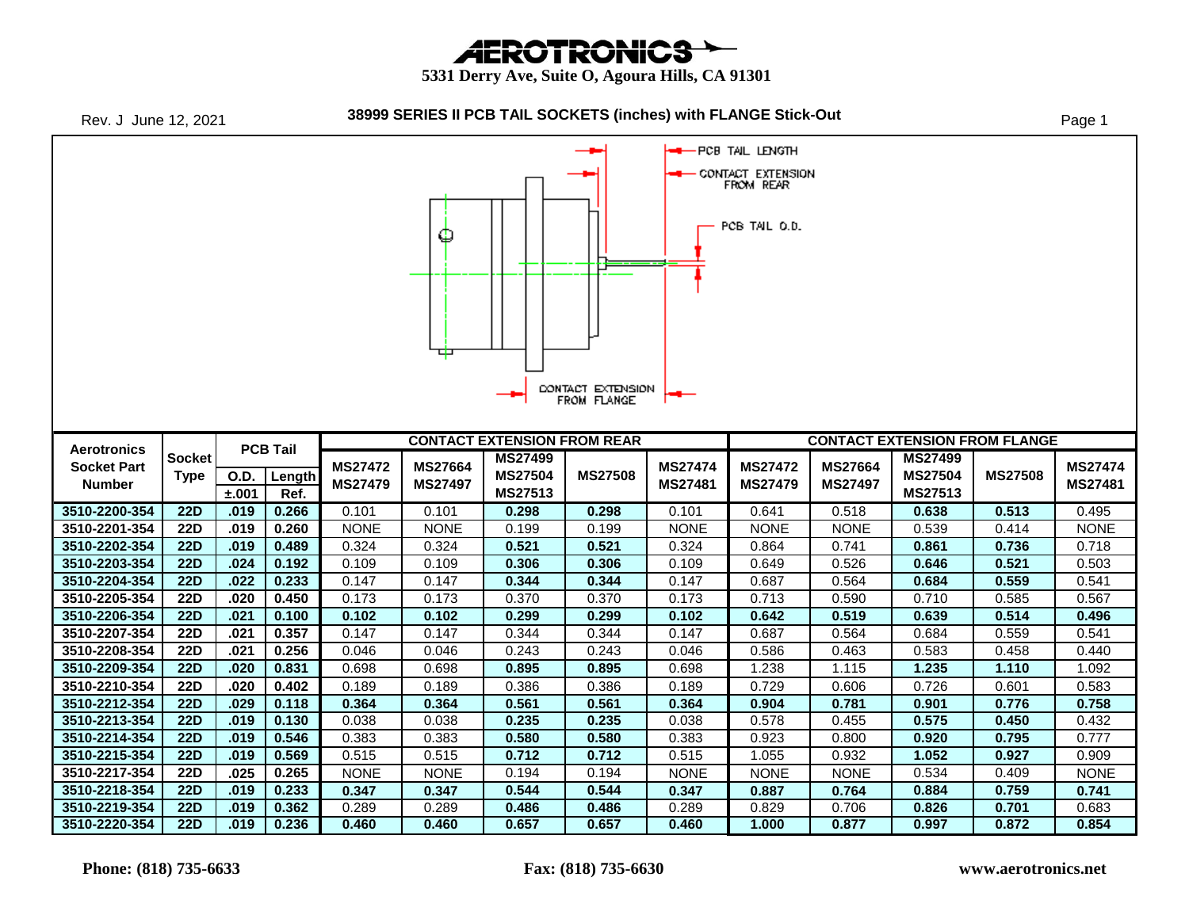# AEROTRONICS

**5331 Derry Ave, Suite O, Agoura Hills, CA 91301**

Rev. J June 12, 2021

## 38999 SERIES II PCB TAIL SOCKETS (inches) with FLANGE Stick-Out

PCB TAIL LENGTH

CONTACT EXTENSION FROM REAR

PCB TAIL O.D.

CONTACT EXTENSION FROM FLANGE

| Aerotronics Socket Part Number | Socket Type | PCB Tail | | CONTACT EXTENSION FROM REAR | | | | | CONTACT EXTENSION FROM FLANGE | | | | |
|---|---|---|---|---|---|---|---|---|---|---|---|---|---|
| | | O.D. ±.001 | Length Ref. | MS27472 MS27479 | MS27664 MS27497 | MS27499 MS27504 MS27513 | MS27508 | MS27474 MS27481 | MS27472 MS27479 | MS27664 MS27497 | MS27499 MS27504 MS27513 | MS27508 | MS27474 MS27481 |
| 3510-2200-354 | 22D | .019 | 0.266 | 0.101 | 0.101 | 0.298 | 0.298 | 0.101 | 0.641 | 0.518 | 0.638 | 0.513 | 0.495 |
| 3510-2201-354 | 22D | .019 | 0.260 | NONE | NONE | 0.199 | 0.199 | NONE | NONE | NONE | 0.539 | 0.414 | NONE |
| 3510-2202-354 | 22D | .019 | 0.489 | 0.324 | 0.324 | 0.521 | 0.521 | 0.324 | 0.864 | 0.741 | 0.861 | 0.736 | 0.718 |
| 3510-2203-354 | 22D | .024 | 0.192 | 0.109 | 0.109 | 0.306 | 0.306 | 0.109 | 0.649 | 0.526 | 0.646 | 0.521 | 0.503 |
| 3510-2204-354 | 22D | .022 | 0.233 | 0.147 | 0.147 | 0.344 | 0.344 | 0.147 | 0.687 | 0.564 | 0.684 | 0.559 | 0.541 |
| 3510-2205-354 | 22D | .020 | 0.450 | 0.173 | 0.173 | 0.370 | 0.370 | 0.173 | 0.713 | 0.590 | 0.710 | 0.585 | 0.567 |
| 3510-2206-354 | 22D | .021 | 0.100 | 0.102 | 0.102 | 0.299 | 0.299 | 0.102 | 0.642 | 0.519 | 0.639 | 0.514 | 0.496 |
| 3510-2207-354 | 22D | .021 | 0.357 | 0.147 | 0.147 | 0.344 | 0.344 | 0.147 | 0.687 | 0.564 | 0.684 | 0.559 | 0.541 |
| 3510-2208-354 | 22D | .021 | 0.256 | 0.046 | 0.046 | 0.243 | 0.243 | 0.046 | 0.586 | 0.463 | 0.583 | 0.458 | 0.440 |
| 3510-2209-354 | 22D | .020 | 0.831 | 0.698 | 0.698 | 0.895 | 0.895 | 0.698 | 1.238 | 1.115 | 1.235 | 1.110 | 1.092 |
| 3510-2210-354 | 22D | .020 | 0.402 | 0.189 | 0.189 | 0.386 | 0.386 | 0.189 | 0.729 | 0.606 | 0.726 | 0.601 | 0.583 |
| 3510-2212-354 | 22D | .029 | 0.118 | 0.364 | 0.364 | 0.561 | 0.561 | 0.364 | 0.904 | 0.781 | 0.901 | 0.776 | 0.758 |
| 3510-2213-354 | 22D | .019 | 0.130 | 0.038 | 0.038 | 0.235 | 0.235 | 0.038 | 0.578 | 0.455 | 0.575 | 0.450 | 0.432 |
| 3510-2214-354 | 22D | .019 | 0.546 | 0.383 | 0.383 | 0.580 | 0.580 | 0.383 | 0.923 | 0.800 | 0.920 | 0.795 | 0.777 |
| 3510-2215-354 | 22D | .019 | 0.569 | 0.515 | 0.515 | 0.712 | 0.712 | 0.515 | 1.055 | 0.932 | 1.052 | 0.927 | 0.909 |
| 3510-2217-354 | 22D | .025 | 0.265 | NONE | NONE | 0.194 | 0.194 | NONE | NONE | NONE | 0.534 | 0.409 | NONE |
| 3510-2218-354 | 22D | .019 | 0.233 | 0.347 | 0.347 | 0.544 | 0.544 | 0.347 | 0.887 | 0.764 | 0.884 | 0.759 | 0.741 |
| 3510-2219-354 | 22D | .019 | 0.362 | 0.289 | 0.289 | 0.486 | 0.486 | 0.289 | 0.829 | 0.706 | 0.826 | 0.701 | 0.683 |
| 3510-2220-354 | 22D | .019 | 0.236 | 0.460 | 0.460 | 0.657 | 0.657 | 0.460 | 1.000 | 0.877 | 0.997 | 0.872 | 0.854 |

**Phone: (818) 735-6633** **Fax: (818) 735-6630** **www.aerotronics.net**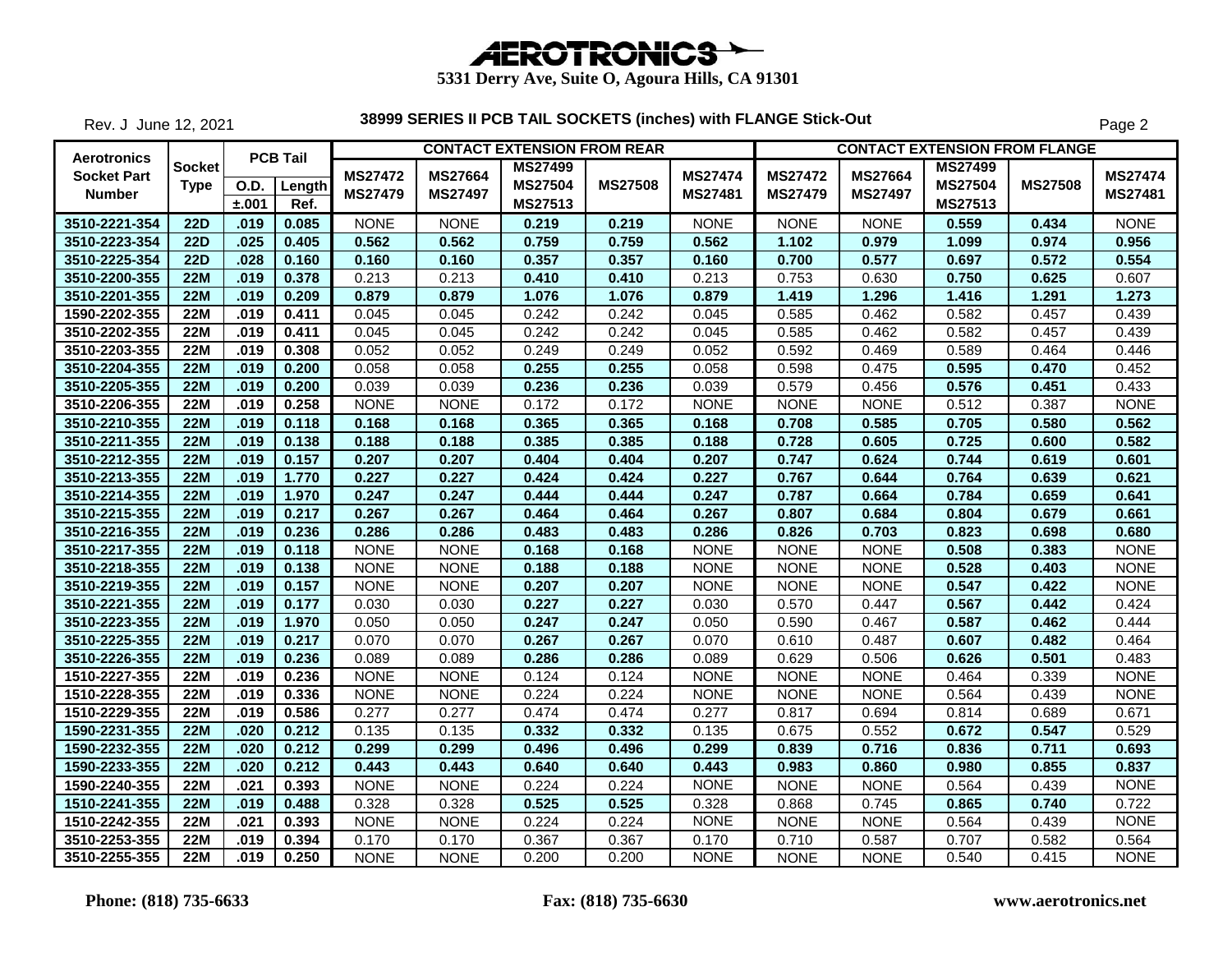# AEROTRONICS

**5331 Derry Ave, Suite O, Agoura Hills, CA 91301**

Rev. J June 12, 2021

## 38999 SERIES II PCB TAIL SOCKETS (inches) with FLANGE Stick-Out

| Aerotronics Socket Part Number | Socket Type | PCB Tail | | CONTACT EXTENSION FROM REAR | | | | | CONTACT EXTENSION FROM FLANGE | | | | |
|---|---|---|---|---|---|---|---|---|---|---|---|---|---|
| | | O.D. ±.001 | Length Ref. | MS27472 MS27479 | MS27664 MS27497 | MS27499 MS27504 MS27513 | MS27508 | MS27474 MS27481 | MS27472 MS27479 | MS27664 MS27497 | MS27499 MS27504 MS27513 | MS27508 | MS27474 MS27481 |
| 3510-2221-354 | 22D | .019 | 0.085 | NONE | NONE | 0.219 | 0.219 | NONE | NONE | NONE | 0.559 | 0.434 | NONE |
| 3510-2223-354 | 22D | .025 | 0.405 | 0.562 | 0.562 | 0.759 | 0.759 | 0.562 | 1.102 | 0.979 | 1.099 | 0.974 | 0.956 |
| 3510-2225-354 | 22D | .028 | 0.160 | 0.160 | 0.160 | 0.357 | 0.357 | 0.160 | 0.700 | 0.577 | 0.697 | 0.572 | 0.554 |
| 3510-2200-355 | 22M | .019 | 0.378 | 0.213 | 0.213 | 0.410 | 0.410 | 0.213 | 0.753 | 0.630 | 0.750 | 0.625 | 0.607 |
| 3510-2201-355 | 22M | .019 | 0.209 | 0.879 | 0.879 | 1.076 | 1.076 | 0.879 | 1.419 | 1.296 | 1.416 | 1.291 | 1.273 |
| 1590-2202-355 | 22M | .019 | 0.411 | 0.045 | 0.045 | 0.242 | 0.242 | 0.045 | 0.585 | 0.462 | 0.582 | 0.457 | 0.439 |
| 3510-2202-355 | 22M | .019 | 0.411 | 0.045 | 0.045 | 0.242 | 0.242 | 0.045 | 0.585 | 0.462 | 0.582 | 0.457 | 0.439 |
| 3510-2203-355 | 22M | .019 | 0.308 | 0.052 | 0.052 | 0.249 | 0.249 | 0.052 | 0.592 | 0.469 | 0.589 | 0.464 | 0.446 |
| 3510-2204-355 | 22M | .019 | 0.200 | 0.058 | 0.058 | 0.255 | 0.255 | 0.058 | 0.598 | 0.475 | 0.595 | 0.470 | 0.452 |
| 3510-2205-355 | 22M | .019 | 0.200 | 0.039 | 0.039 | 0.236 | 0.236 | 0.039 | 0.579 | 0.456 | 0.576 | 0.451 | 0.433 |
| 3510-2206-355 | 22M | .019 | 0.258 | NONE | NONE | 0.172 | 0.172 | NONE | NONE | NONE | 0.512 | 0.387 | NONE |
| 3510-2210-355 | 22M | .019 | 0.118 | 0.168 | 0.168 | 0.365 | 0.365 | 0.168 | 0.708 | 0.585 | 0.705 | 0.580 | 0.562 |
| 3510-2211-355 | 22M | .019 | 0.138 | 0.188 | 0.188 | 0.385 | 0.385 | 0.188 | 0.728 | 0.605 | 0.725 | 0.600 | 0.582 |
| 3510-2212-355 | 22M | .019 | 0.157 | 0.207 | 0.207 | 0.404 | 0.404 | 0.207 | 0.747 | 0.624 | 0.744 | 0.619 | 0.601 |
| 3510-2213-355 | 22M | .019 | 1.770 | 0.227 | 0.227 | 0.424 | 0.424 | 0.227 | 0.767 | 0.644 | 0.764 | 0.639 | 0.621 |
| 3510-2214-355 | 22M | .019 | 1.970 | 0.247 | 0.247 | 0.444 | 0.444 | 0.247 | 0.787 | 0.664 | 0.784 | 0.659 | 0.641 |
| 3510-2215-355 | 22M | .019 | 0.217 | 0.267 | 0.267 | 0.464 | 0.464 | 0.267 | 0.807 | 0.684 | 0.804 | 0.679 | 0.661 |
| 3510-2216-355 | 22M | .019 | 0.236 | 0.286 | 0.286 | 0.483 | 0.483 | 0.286 | 0.826 | 0.703 | 0.823 | 0.698 | 0.680 |
| 3510-2217-355 | 22M | .019 | 0.118 | NONE | NONE | 0.168 | 0.168 | NONE | NONE | NONE | 0.508 | 0.383 | NONE |
| 3510-2218-355 | 22M | .019 | 0.138 | NONE | NONE | 0.188 | 0.188 | NONE | NONE | NONE | 0.528 | 0.403 | NONE |
| 3510-2219-355 | 22M | .019 | 0.157 | NONE | NONE | 0.207 | 0.207 | NONE | NONE | NONE | 0.547 | 0.422 | NONE |
| 3510-2221-355 | 22M | .019 | 0.177 | 0.030 | 0.030 | 0.227 | 0.227 | 0.030 | 0.570 | 0.447 | 0.567 | 0.442 | 0.424 |
| 3510-2223-355 | 22M | .019 | 1.970 | 0.050 | 0.050 | 0.247 | 0.247 | 0.050 | 0.590 | 0.467 | 0.587 | 0.462 | 0.444 |
| 3510-2225-355 | 22M | .019 | 0.217 | 0.070 | 0.070 | 0.267 | 0.267 | 0.070 | 0.610 | 0.487 | 0.607 | 0.482 | 0.464 |
| 3510-2226-355 | 22M | .019 | 0.236 | 0.089 | 0.089 | 0.286 | 0.286 | 0.089 | 0.629 | 0.506 | 0.626 | 0.501 | 0.483 |
| 1510-2227-355 | 22M | .019 | 0.236 | NONE | NONE | 0.124 | 0.124 | NONE | NONE | NONE | 0.464 | 0.339 | NONE |
| 1510-2228-355 | 22M | .019 | 0.336 | NONE | NONE | 0.224 | 0.224 | NONE | NONE | NONE | 0.564 | 0.439 | NONE |
| 1510-2229-355 | 22M | .019 | 0.586 | 0.277 | 0.277 | 0.474 | 0.474 | 0.277 | 0.817 | 0.694 | 0.814 | 0.689 | 0.671 |
| 1590-2231-355 | 22M | .020 | 0.212 | 0.135 | 0.135 | 0.332 | 0.332 | 0.135 | 0.675 | 0.552 | 0.672 | 0.547 | 0.529 |
| 1590-2232-355 | 22M | .020 | 0.212 | 0.299 | 0.299 | 0.496 | 0.496 | 0.299 | 0.839 | 0.716 | 0.836 | 0.711 | 0.693 |
| 1590-2233-355 | 22M | .020 | 0.212 | 0.443 | 0.443 | 0.640 | 0.640 | 0.443 | 0.983 | 0.860 | 0.980 | 0.855 | 0.837 |
| 1590-2240-355 | 22M | .021 | 0.393 | NONE | NONE | 0.224 | 0.224 | NONE | NONE | NONE | 0.564 | 0.439 | NONE |
| 1510-2241-355 | 22M | .019 | 0.488 | 0.328 | 0.328 | 0.525 | 0.525 | 0.328 | 0.868 | 0.745 | 0.865 | 0.740 | 0.722 |
| 1510-2242-355 | 22M | .021 | 0.393 | NONE | NONE | 0.224 | 0.224 | NONE | NONE | NONE | 0.564 | 0.439 | NONE |
| 3510-2253-355 | 22M | .019 | 0.394 | 0.170 | 0.170 | 0.367 | 0.367 | 0.170 | 0.710 | 0.587 | 0.707 | 0.582 | 0.564 |
| 3510-2255-355 | 22M | .019 | 0.250 | NONE | NONE | 0.200 | 0.200 | NONE | NONE | NONE | 0.540 | 0.415 | NONE |

**Phone: (818) 735-6633** **Fax: (818) 735-6630** **www.aerotronics.net**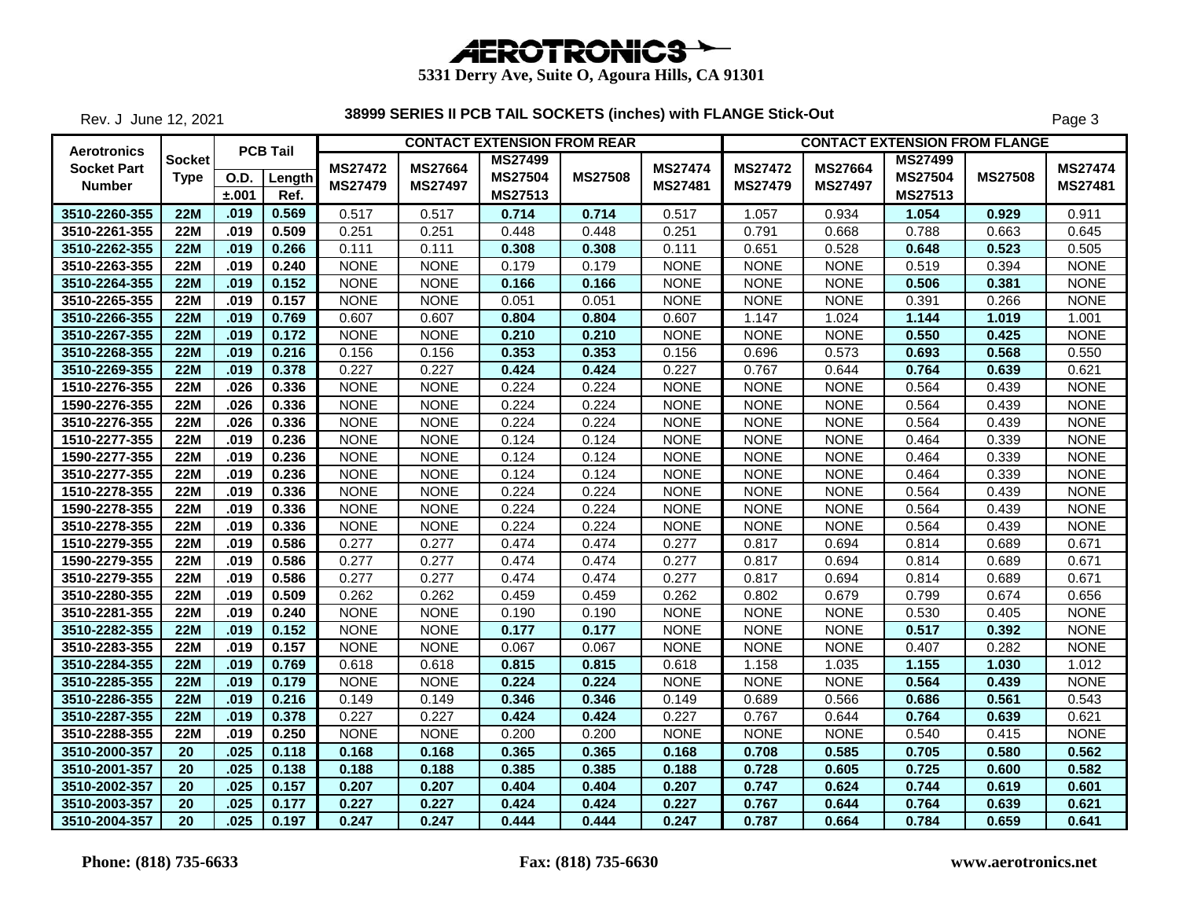# AEROTRONICS

**5331 Derry Ave, Suite O, Agoura Hills, CA 91301**

Rev. J June 12, 2021

## 38999 SERIES II PCB TAIL SOCKETS (inches) with FLANGE Stick-Out

| Aerotronics Socket Part Number | Socket Type | PCB Tail | | CONTACT EXTENSION FROM REAR | | | | | CONTACT EXTENSION FROM FLANGE | | | | |
|---|---|---|---|---|---|---|---|---|---|---|---|---|---|
| | | O.D. ±.001 | Length Ref. | MS27472 MS27479 | MS27664 MS27497 | MS27499 MS27504 MS27513 | MS27508 | MS27474 MS27481 | MS27472 MS27479 | MS27664 MS27497 | MS27499 MS27504 MS27513 | MS27508 | MS27474 MS27481 |
| **3510-2260-355** | **22M** | **.019** | **0.569** | 0.517 | 0.517 | **0.714** | **0.714** | 0.517 | 1.057 | 0.934 | **1.054** | **0.929** | 0.911 |
| **3510-2261-355** | **22M** | **.019** | **0.509** | 0.251 | 0.251 | 0.448 | 0.448 | 0.251 | 0.791 | 0.668 | 0.788 | 0.663 | 0.645 |
| **3510-2262-355** | **22M** | **.019** | **0.266** | 0.111 | 0.111 | **0.308** | **0.308** | 0.111 | 0.651 | 0.528 | **0.648** | **0.523** | 0.505 |
| **3510-2263-355** | **22M** | **.019** | **0.240** | NONE | NONE | 0.179 | 0.179 | NONE | NONE | NONE | 0.519 | 0.394 | NONE |
| **3510-2264-355** | **22M** | **.019** | **0.152** | NONE | NONE | **0.166** | **0.166** | NONE | NONE | NONE | **0.506** | **0.381** | NONE |
| **3510-2265-355** | **22M** | **.019** | **0.157** | NONE | NONE | 0.051 | 0.051 | NONE | NONE | NONE | 0.391 | 0.266 | NONE |
| **3510-2266-355** | **22M** | **.019** | **0.769** | 0.607 | 0.607 | **0.804** | **0.804** | 0.607 | 1.147 | 1.024 | **1.144** | **1.019** | 1.001 |
| **3510-2267-355** | **22M** | **.019** | **0.172** | NONE | NONE | **0.210** | **0.210** | NONE | NONE | NONE | **0.550** | **0.425** | NONE |
| **3510-2268-355** | **22M** | **.019** | **0.216** | 0.156 | 0.156 | **0.353** | **0.353** | 0.156 | 0.696 | 0.573 | **0.693** | **0.568** | 0.550 |
| **3510-2269-355** | **22M** | **.019** | **0.378** | 0.227 | 0.227 | **0.424** | **0.424** | 0.227 | 0.767 | 0.644 | **0.764** | **0.639** | 0.621 |
| **1510-2276-355** | **22M** | **.026** | **0.336** | NONE | NONE | 0.224 | 0.224 | NONE | NONE | NONE | 0.564 | 0.439 | NONE |
| **1590-2276-355** | **22M** | **.026** | **0.336** | NONE | NONE | 0.224 | 0.224 | NONE | NONE | NONE | 0.564 | 0.439 | NONE |
| **3510-2276-355** | **22M** | **.026** | **0.336** | NONE | NONE | 0.224 | 0.224 | NONE | NONE | NONE | 0.564 | 0.439 | NONE |
| **1510-2277-355** | **22M** | **.019** | **0.236** | NONE | NONE | 0.124 | 0.124 | NONE | NONE | NONE | 0.464 | 0.339 | NONE |
| **1590-2277-355** | **22M** | **.019** | **0.236** | NONE | NONE | 0.124 | 0.124 | NONE | NONE | NONE | 0.464 | 0.339 | NONE |
| **3510-2277-355** | **22M** | **.019** | **0.236** | NONE | NONE | 0.124 | 0.124 | NONE | NONE | NONE | 0.464 | 0.339 | NONE |
| **1510-2278-355** | **22M** | **.019** | **0.336** | NONE | NONE | 0.224 | 0.224 | NONE | NONE | NONE | 0.564 | 0.439 | NONE |
| **1590-2278-355** | **22M** | **.019** | **0.336** | NONE | NONE | 0.224 | 0.224 | NONE | NONE | NONE | 0.564 | 0.439 | NONE |
| **3510-2278-355** | **22M** | **.019** | **0.336** | NONE | NONE | 0.224 | 0.224 | NONE | NONE | NONE | 0.564 | 0.439 | NONE |
| **1510-2279-355** | **22M** | **.019** | **0.586** | 0.277 | 0.277 | 0.474 | 0.474 | 0.277 | 0.817 | 0.694 | 0.814 | 0.689 | 0.671 |
| **1590-2279-355** | **22M** | **.019** | **0.586** | 0.277 | 0.277 | 0.474 | 0.474 | 0.277 | 0.817 | 0.694 | 0.814 | 0.689 | 0.671 |
| **3510-2279-355** | **22M** | **.019** | **0.586** | 0.277 | 0.277 | 0.474 | 0.474 | 0.277 | 0.817 | 0.694 | 0.814 | 0.689 | 0.671 |
| **3510-2280-355** | **22M** | **.019** | **0.509** | 0.262 | 0.262 | 0.459 | 0.459 | 0.262 | 0.802 | 0.679 | 0.799 | 0.674 | 0.656 |
| **3510-2281-355** | **22M** | **.019** | **0.240** | NONE | NONE | 0.190 | 0.190 | NONE | NONE | NONE | 0.530 | 0.405 | NONE |
| **3510-2282-355** | **22M** | **.019** | **0.152** | NONE | NONE | **0.177** | **0.177** | NONE | NONE | NONE | **0.517** | **0.392** | NONE |
| **3510-2283-355** | **22M** | **.019** | **0.157** | NONE | NONE | 0.067 | 0.067 | NONE | NONE | NONE | 0.407 | 0.282 | NONE |
| **3510-2284-355** | **22M** | **.019** | **0.769** | 0.618 | 0.618 | **0.815** | **0.815** | 0.618 | 1.158 | 1.035 | **1.155** | **1.030** | 1.012 |
| **3510-2285-355** | **22M** | **.019** | **0.179** | NONE | NONE | **0.224** | **0.224** | NONE | NONE | NONE | **0.564** | **0.439** | NONE |
| **3510-2286-355** | **22M** | **.019** | **0.216** | 0.149 | 0.149 | **0.346** | **0.346** | 0.149 | 0.689 | 0.566 | **0.686** | **0.561** | 0.543 |
| **3510-2287-355** | **22M** | **.019** | **0.378** | 0.227 | 0.227 | **0.424** | **0.424** | 0.227 | 0.767 | 0.644 | **0.764** | **0.639** | 0.621 |
| **3510-2288-355** | **22M** | **.019** | **0.250** | NONE | NONE | 0.200 | 0.200 | NONE | NONE | NONE | 0.540 | 0.415 | NONE |
| **3510-2000-357** | **20** | **.025** | **0.118** | **0.168** | **0.168** | **0.365** | **0.365** | **0.168** | **0.708** | **0.585** | **0.705** | **0.580** | **0.562** |
| **3510-2001-357** | **20** | **.025** | **0.138** | **0.188** | **0.188** | **0.385** | **0.385** | **0.188** | **0.728** | **0.605** | **0.725** | **0.600** | **0.582** |
| **3510-2002-357** | **20** | **.025** | **0.157** | **0.207** | **0.207** | **0.404** | **0.404** | **0.207** | **0.747** | **0.624** | **0.744** | **0.619** | **0.601** |
| **3510-2003-357** | **20** | **.025** | **0.177** | **0.227** | **0.227** | **0.424** | **0.424** | **0.227** | **0.767** | **0.644** | **0.764** | **0.639** | **0.621** |
| **3510-2004-357** | **20** | **.025** | **0.197** | **0.247** | **0.247** | **0.444** | **0.444** | **0.247** | **0.787** | **0.664** | **0.784** | **0.659** | **0.641** |

**Phone: (818) 735-6633** **Fax: (818) 735-6630** **www.aerotronics.net**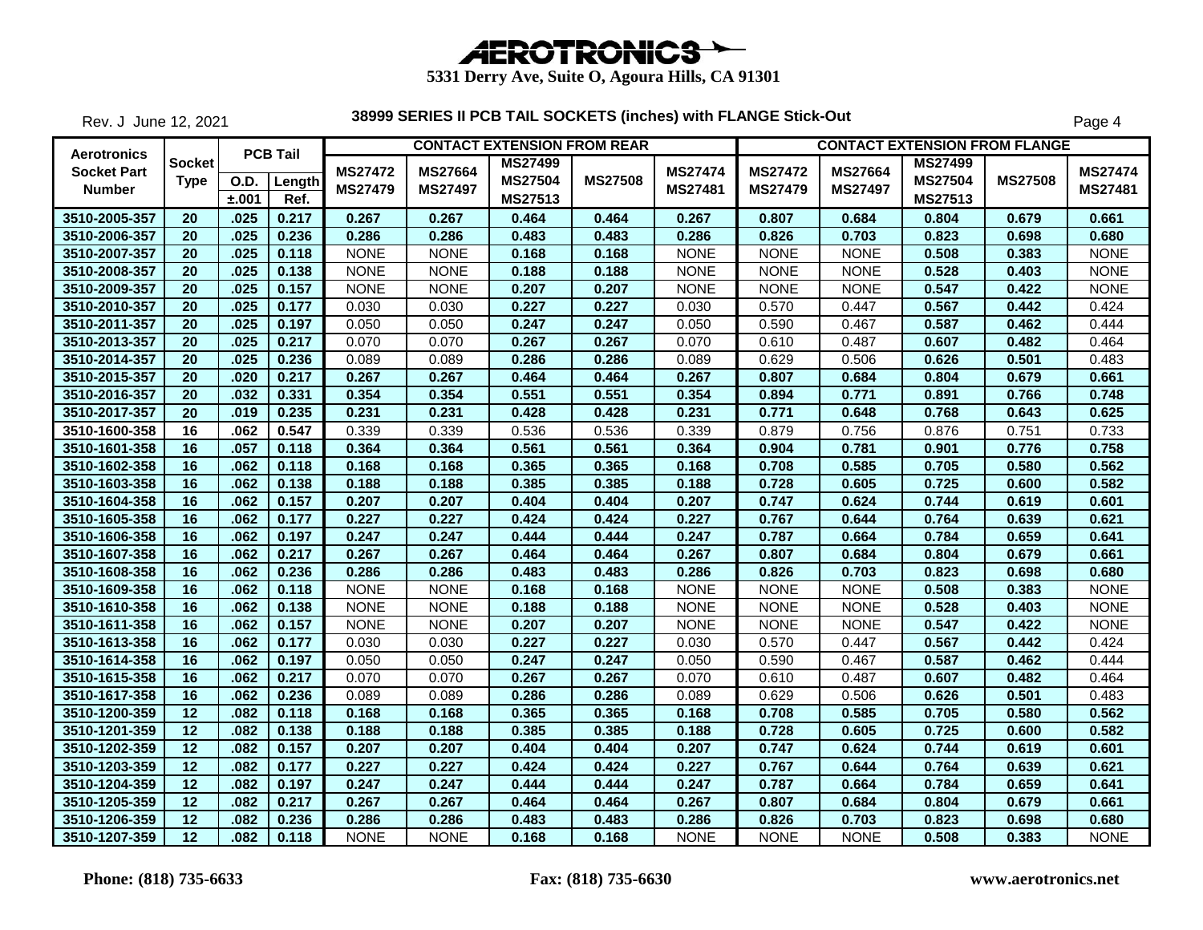# AEROTRONICS

**5331 Derry Ave, Suite O, Agoura Hills, CA 91301**

Rev. J June 12, 2021

## 38999 SERIES II PCB TAIL SOCKETS (inches) with FLANGE Stick-Out

| Aerotronics Socket Part Number | Socket Type | PCB Tail | | CONTACT EXTENSION FROM REAR | | | | | CONTACT EXTENSION FROM FLANGE | | | | |
|---|---|---|---|---|---|---|---|---|---|---|---|---|---|
| | | O.D. ±.001 | Length Ref. | MS27472 MS27479 | MS27664 MS27497 | MS27499 MS27504 MS27513 | MS27508 | MS27474 MS27481 | MS27472 MS27479 | MS27664 MS27497 | MS27499 MS27504 MS27513 | MS27508 | MS27474 MS27481 |
| 3510-2005-357 | 20 | .025 | 0.217 | 0.267 | 0.267 | 0.464 | 0.464 | 0.267 | 0.807 | 0.684 | 0.804 | 0.679 | 0.661 |
| 3510-2006-357 | 20 | .025 | 0.236 | 0.286 | 0.286 | 0.483 | 0.483 | 0.286 | 0.826 | 0.703 | 0.823 | 0.698 | 0.680 |
| 3510-2007-357 | 20 | .025 | 0.118 | NONE | NONE | 0.168 | 0.168 | NONE | NONE | NONE | 0.508 | 0.383 | NONE |
| 3510-2008-357 | 20 | .025 | 0.138 | NONE | NONE | 0.188 | 0.188 | NONE | NONE | NONE | 0.528 | 0.403 | NONE |
| 3510-2009-357 | 20 | .025 | 0.157 | NONE | NONE | 0.207 | 0.207 | NONE | NONE | NONE | 0.547 | 0.422 | NONE |
| 3510-2010-357 | 20 | .025 | 0.177 | 0.030 | 0.030 | 0.227 | 0.227 | 0.030 | 0.570 | 0.447 | 0.567 | 0.442 | 0.424 |
| 3510-2011-357 | 20 | .025 | 0.197 | 0.050 | 0.050 | 0.247 | 0.247 | 0.050 | 0.590 | 0.467 | 0.587 | 0.462 | 0.444 |
| 3510-2013-357 | 20 | .025 | 0.217 | 0.070 | 0.070 | 0.267 | 0.267 | 0.070 | 0.610 | 0.487 | 0.607 | 0.482 | 0.464 |
| 3510-2014-357 | 20 | .025 | 0.236 | 0.089 | 0.089 | 0.286 | 0.286 | 0.089 | 0.629 | 0.506 | 0.626 | 0.501 | 0.483 |
| 3510-2015-357 | 20 | .020 | 0.217 | 0.267 | 0.267 | 0.464 | 0.464 | 0.267 | 0.807 | 0.684 | 0.804 | 0.679 | 0.661 |
| 3510-2016-357 | 20 | .032 | 0.331 | 0.354 | 0.354 | 0.551 | 0.551 | 0.354 | 0.894 | 0.771 | 0.891 | 0.766 | 0.748 |
| 3510-2017-357 | 20 | .019 | 0.235 | 0.231 | 0.231 | 0.428 | 0.428 | 0.231 | 0.771 | 0.648 | 0.768 | 0.643 | 0.625 |
| 3510-1600-358 | 16 | .062 | 0.547 | 0.339 | 0.339 | 0.536 | 0.536 | 0.339 | 0.879 | 0.756 | 0.876 | 0.751 | 0.733 |
| 3510-1601-358 | 16 | .057 | 0.118 | 0.364 | 0.364 | 0.561 | 0.561 | 0.364 | 0.904 | 0.781 | 0.901 | 0.776 | 0.758 |
| 3510-1602-358 | 16 | .062 | 0.118 | 0.168 | 0.168 | 0.365 | 0.365 | 0.168 | 0.708 | 0.585 | 0.705 | 0.580 | 0.562 |
| 3510-1603-358 | 16 | .062 | 0.138 | 0.188 | 0.188 | 0.385 | 0.385 | 0.188 | 0.728 | 0.605 | 0.725 | 0.600 | 0.582 |
| 3510-1604-358 | 16 | .062 | 0.157 | 0.207 | 0.207 | 0.404 | 0.404 | 0.207 | 0.747 | 0.624 | 0.744 | 0.619 | 0.601 |
| 3510-1605-358 | 16 | .062 | 0.177 | 0.227 | 0.227 | 0.424 | 0.424 | 0.227 | 0.767 | 0.644 | 0.764 | 0.639 | 0.621 |
| 3510-1606-358 | 16 | .062 | 0.197 | 0.247 | 0.247 | 0.444 | 0.444 | 0.247 | 0.787 | 0.664 | 0.784 | 0.659 | 0.641 |
| 3510-1607-358 | 16 | .062 | 0.217 | 0.267 | 0.267 | 0.464 | 0.464 | 0.267 | 0.807 | 0.684 | 0.804 | 0.679 | 0.661 |
| 3510-1608-358 | 16 | .062 | 0.236 | 0.286 | 0.286 | 0.483 | 0.483 | 0.286 | 0.826 | 0.703 | 0.823 | 0.698 | 0.680 |
| 3510-1609-358 | 16 | .062 | 0.118 | NONE | NONE | 0.168 | 0.168 | NONE | NONE | NONE | 0.508 | 0.383 | NONE |
| 3510-1610-358 | 16 | .062 | 0.138 | NONE | NONE | 0.188 | 0.188 | NONE | NONE | NONE | 0.528 | 0.403 | NONE |
| 3510-1611-358 | 16 | .062 | 0.157 | NONE | NONE | 0.207 | 0.207 | NONE | NONE | NONE | 0.547 | 0.422 | NONE |
| 3510-1613-358 | 16 | .062 | 0.177 | 0.030 | 0.030 | 0.227 | 0.227 | 0.030 | 0.570 | 0.447 | 0.567 | 0.442 | 0.424 |
| 3510-1614-358 | 16 | .062 | 0.197 | 0.050 | 0.050 | 0.247 | 0.247 | 0.050 | 0.590 | 0.467 | 0.587 | 0.462 | 0.444 |
| 3510-1615-358 | 16 | .062 | 0.217 | 0.070 | 0.070 | 0.267 | 0.267 | 0.070 | 0.610 | 0.487 | 0.607 | 0.482 | 0.464 |
| 3510-1617-358 | 16 | .062 | 0.236 | 0.089 | 0.089 | 0.286 | 0.286 | 0.089 | 0.629 | 0.506 | 0.626 | 0.501 | 0.483 |
| 3510-1200-359 | 12 | .082 | 0.118 | 0.168 | 0.168 | 0.365 | 0.365 | 0.168 | 0.708 | 0.585 | 0.705 | 0.580 | 0.562 |
| 3510-1201-359 | 12 | .082 | 0.138 | 0.188 | 0.188 | 0.385 | 0.385 | 0.188 | 0.728 | 0.605 | 0.725 | 0.600 | 0.582 |
| 3510-1202-359 | 12 | .082 | 0.157 | 0.207 | 0.207 | 0.404 | 0.404 | 0.207 | 0.747 | 0.624 | 0.744 | 0.619 | 0.601 |
| 3510-1203-359 | 12 | .082 | 0.177 | 0.227 | 0.227 | 0.424 | 0.424 | 0.227 | 0.767 | 0.644 | 0.764 | 0.639 | 0.621 |
| 3510-1204-359 | 12 | .082 | 0.197 | 0.247 | 0.247 | 0.444 | 0.444 | 0.247 | 0.787 | 0.664 | 0.784 | 0.659 | 0.641 |
| 3510-1205-359 | 12 | .082 | 0.217 | 0.267 | 0.267 | 0.464 | 0.464 | 0.267 | 0.807 | 0.684 | 0.804 | 0.679 | 0.661 |
| 3510-1206-359 | 12 | .082 | 0.236 | 0.286 | 0.286 | 0.483 | 0.483 | 0.286 | 0.826 | 0.703 | 0.823 | 0.698 | 0.680 |
| 3510-1207-359 | 12 | .082 | 0.118 | NONE | NONE | 0.168 | 0.168 | NONE | NONE | NONE | 0.508 | 0.383 | NONE |

**Phone: (818) 735-6633** **Fax: (818) 735-6630** **www.aerotronics.net**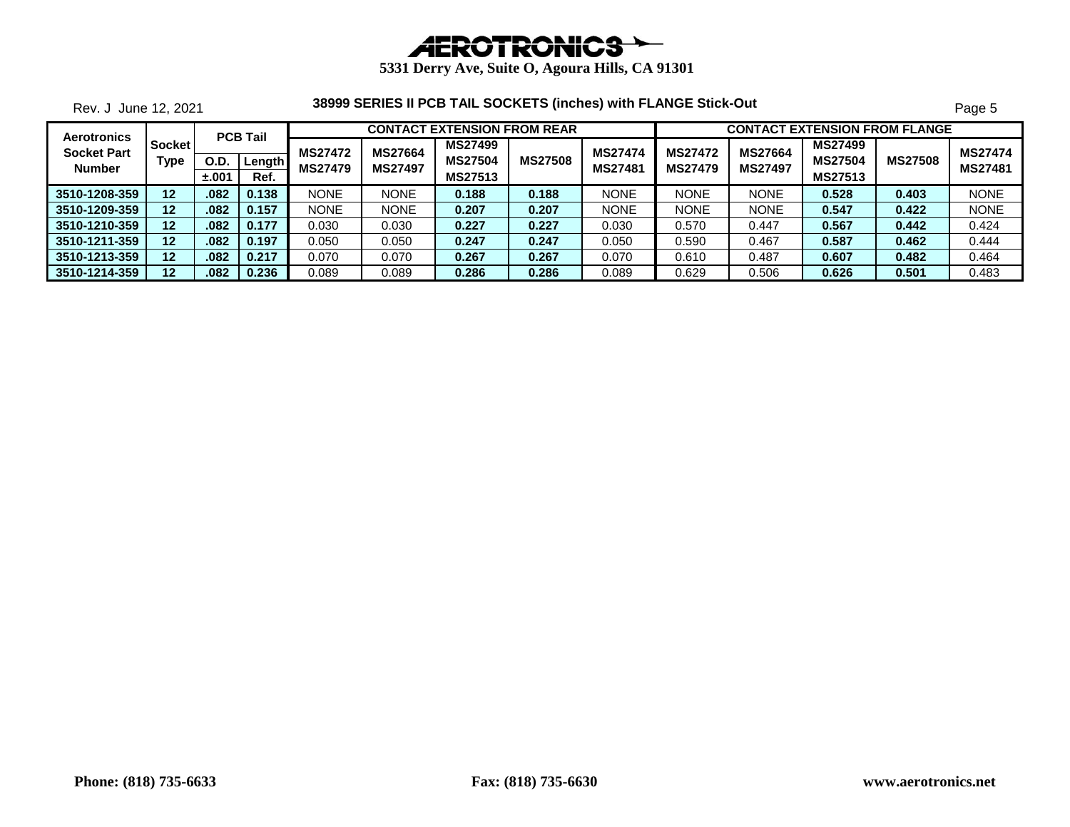# AEROTRONICS

**5331 Derry Ave, Suite O, Agoura Hills, CA 91301**

Rev. J June 12, 2021

## 38999 SERIES II PCB TAIL SOCKETS (inches) with FLANGE Stick-Out

| Aerotronics Socket Part Number | Socket Type | PCB Tail | | CONTACT EXTENSION FROM REAR | | | | | CONTACT EXTENSION FROM FLANGE | | | | |
|---|---|---|---|---|---|---|---|---|---|---|---|---|---|
| | | O.D. ±.001 | Length Ref. | MS27472 MS27479 | MS27664 MS27497 | MS27499 MS27504 MS27513 | MS27508 | MS27474 MS27481 | MS27472 MS27479 | MS27664 MS27497 | MS27499 MS27504 MS27513 | MS27508 | MS27474 MS27481 |
| **3510-1208-359** | **12** | **.082** | **0.138** | NONE | NONE | **0.188** | **0.188** | NONE | NONE | NONE | **0.528** | **0.403** | NONE |
| **3510-1209-359** | **12** | **.082** | **0.157** | NONE | NONE | **0.207** | **0.207** | NONE | NONE | NONE | **0.547** | **0.422** | NONE |
| **3510-1210-359** | **12** | **.082** | **0.177** | 0.030 | 0.030 | **0.227** | **0.227** | 0.030 | 0.570 | 0.447 | **0.567** | **0.442** | 0.424 |
| **3510-1211-359** | **12** | **.082** | **0.197** | 0.050 | 0.050 | **0.247** | **0.247** | 0.050 | 0.590 | 0.467 | **0.587** | **0.462** | 0.444 |
| **3510-1213-359** | **12** | **.082** | **0.217** | 0.070 | 0.070 | **0.267** | **0.267** | 0.070 | 0.610 | 0.487 | **0.607** | **0.482** | 0.464 |
| **3510-1214-359** | **12** | **.082** | **0.236** | 0.089 | 0.089 | **0.286** | **0.286** | 0.089 | 0.629 | 0.506 | **0.626** | **0.501** | 0.483 |

**Phone: (818) 735-6633** **Fax: (818) 735-6630** **www.aerotronics.net**